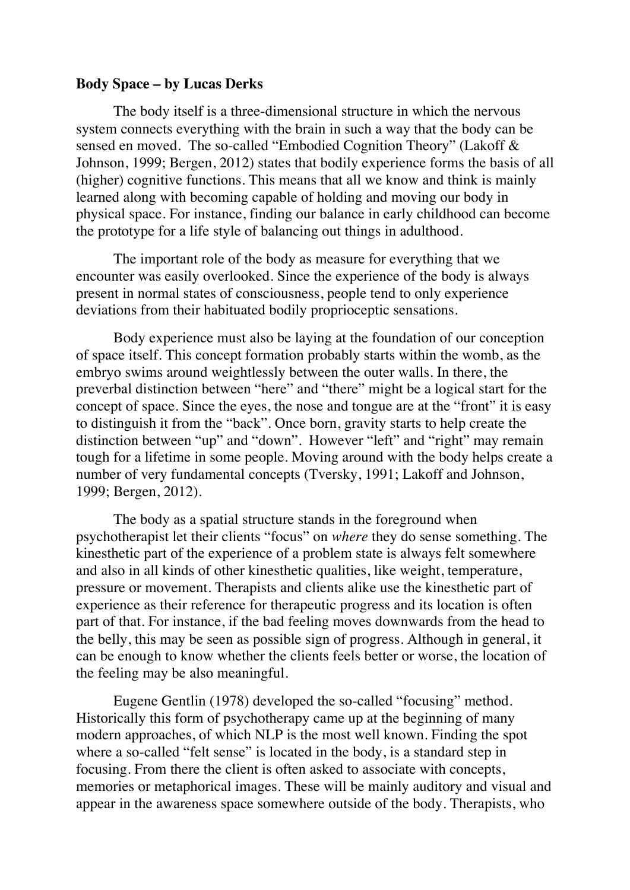**Body Space – by Lucas Derks**

The body itself is a three-dimensional structure in which the nervous system connects everything with the brain in such a way that the body can be sensed en moved. The so-called "Embodied Cognition Theory" (Lakoff & Johnson, 1999; Bergen, 2012) states that bodily experience forms the basis of all (higher) cognitive functions. This means that all we know and think is mainly learned along with becoming capable of holding and moving our body in physical space. For instance, finding our balance in early childhood can become the prototype for a life style of balancing out things in adulthood.

The important role of the body as measure for everything that we encounter was easily overlooked. Since the experience of the body is always present in normal states of consciousness, people tend to only experience deviations from their habituated bodily proprioceptic sensations.

Body experience must also be laying at the foundation of our conception of space itself. This concept formation probably starts within the womb, as the embryo swims around weightlessly between the outer walls. In there, the preverbal distinction between "here" and "there" might be a logical start for the concept of space. Since the eyes, the nose and tongue are at the "front" it is easy to distinguish it from the "back". Once born, gravity starts to help create the distinction between "up" and "down". However "left" and "right" may remain tough for a lifetime in some people. Moving around with the body helps create a number of very fundamental concepts (Tversky, 1991; Lakoff and Johnson, 1999; Bergen, 2012).

The body as a spatial structure stands in the foreground when psychotherapist let their clients "focus" on *where* they do sense something. The kinesthetic part of the experience of a problem state is always felt somewhere and also in all kinds of other kinesthetic qualities, like weight, temperature, pressure or movement. Therapists and clients alike use the kinesthetic part of experience as their reference for therapeutic progress and its location is often part of that. For instance, if the bad feeling moves downwards from the head to the belly, this may be seen as possible sign of progress. Although in general, it can be enough to know whether the clients feels better or worse, the location of the feeling may be also meaningful.

Eugene Gentlin (1978) developed the so-called "focusing" method. Historically this form of psychotherapy came up at the beginning of many modern approaches, of which NLP is the most well known. Finding the spot where a so-called "felt sense" is located in the body, is a standard step in focusing. From there the client is often asked to associate with concepts, memories or metaphorical images. These will be mainly auditory and visual and appear in the awareness space somewhere outside of the body. Therapists, who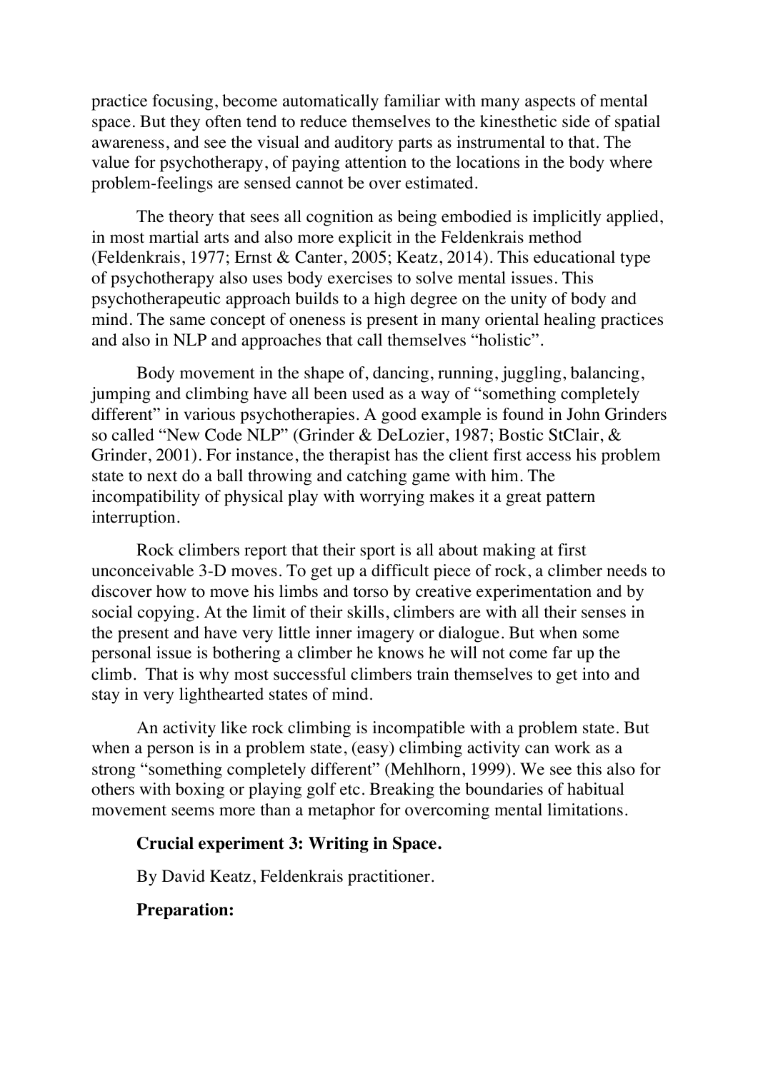practice focusing, become automatically familiar with many aspects of mental space. But they often tend to reduce themselves to the kinesthetic side of spatial awareness, and see the visual and auditory parts as instrumental to that. The value for psychotherapy, of paying attention to the locations in the body where problem-feelings are sensed cannot be over estimated.

The theory that sees all cognition as being embodied is implicitly applied, in most martial arts and also more explicit in the Feldenkrais method (Feldenkrais, 1977; Ernst & Canter, 2005; Keatz, 2014). This educational type of psychotherapy also uses body exercises to solve mental issues. This psychotherapeutic approach builds to a high degree on the unity of body and mind. The same concept of oneness is present in many oriental healing practices and also in NLP and approaches that call themselves "holistic".

Body movement in the shape of, dancing, running, juggling, balancing, jumping and climbing have all been used as a way of "something completely different" in various psychotherapies. A good example is found in John Grinders so called "New Code NLP" (Grinder & DeLozier, 1987; Bostic StClair, & Grinder, 2001). For instance, the therapist has the client first access his problem state to next do a ball throwing and catching game with him. The incompatibility of physical play with worrying makes it a great pattern interruption.

Rock climbers report that their sport is all about making at first unconceivable 3-D moves. To get up a difficult piece of rock, a climber needs to discover how to move his limbs and torso by creative experimentation and by social copying. At the limit of their skills, climbers are with all their senses in the present and have very little inner imagery or dialogue. But when some personal issue is bothering a climber he knows he will not come far up the climb. That is why most successful climbers train themselves to get into and stay in very lighthearted states of mind.

An activity like rock climbing is incompatible with a problem state. But when a person is in a problem state, (easy) climbing activity can work as a strong "something completely different" (Mehlhorn, 1999). We see this also for others with boxing or playing golf etc. Breaking the boundaries of habitual movement seems more than a metaphor for overcoming mental limitations.

**Crucial experiment 3: Writing in Space.**

By David Keatz, Feldenkrais practitioner.

**Preparation:**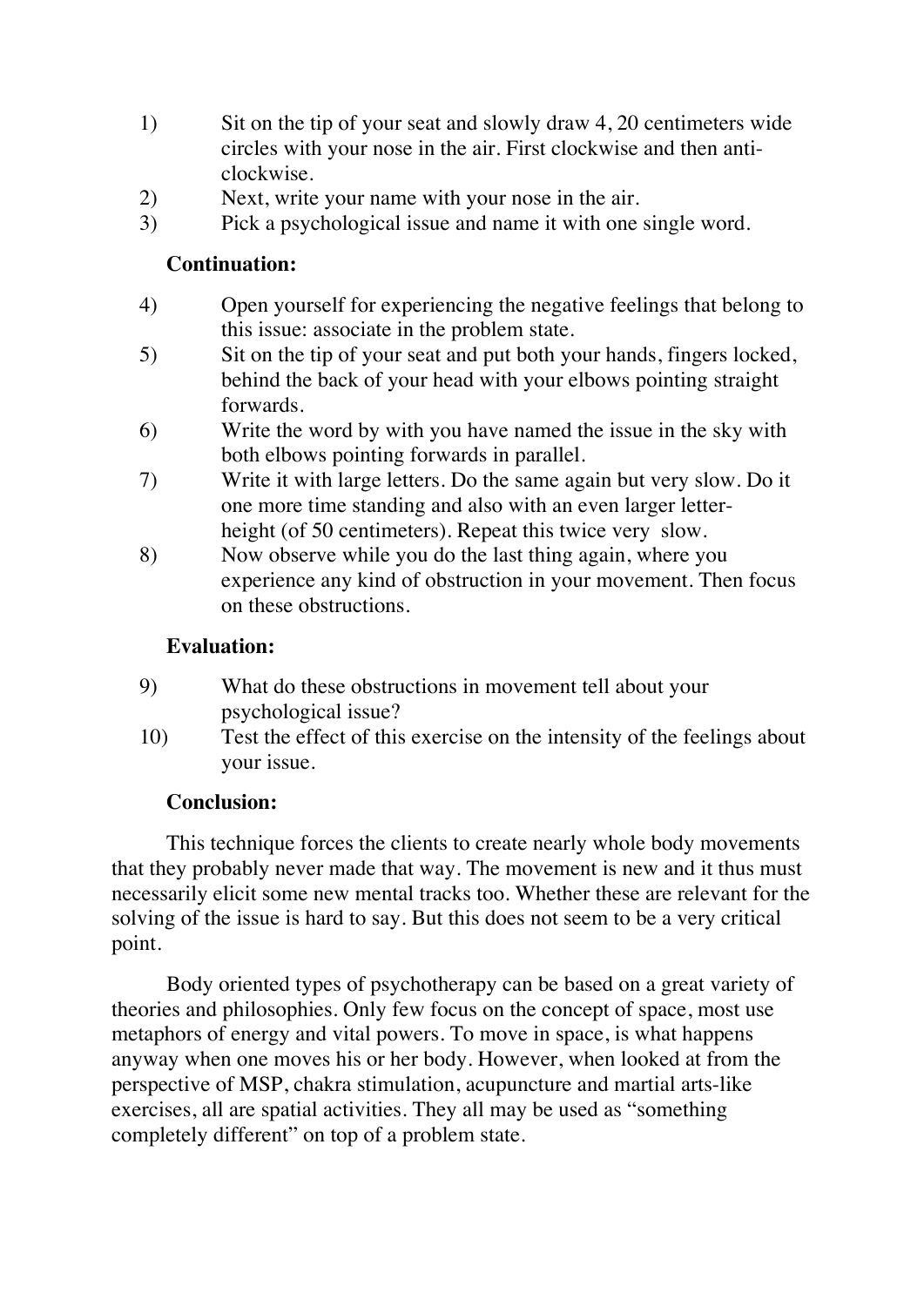1) Sit on the tip of your seat and slowly draw 4, 20 centimeters wide circles with your nose in the air. First clockwise and then anti-clockwise.
2) Next, write your name with your nose in the air.
3) Pick a psychological issue and name it with one single word.

**Continuation:**

4) Open yourself for experiencing the negative feelings that belong to this issue: associate in the problem state.
5) Sit on the tip of your seat and put both your hands, fingers locked, behind the back of your head with your elbows pointing straight forwards.
6) Write the word by with you have named the issue in the sky with both elbows pointing forwards in parallel.
7) Write it with large letters. Do the same again but very slow. Do it one more time standing and also with an even larger letter-height (of 50 centimeters). Repeat this twice very slow.
8) Now observe while you do the last thing again, where you experience any kind of obstruction in your movement. Then focus on these obstructions.

**Evaluation:**

9) What do these obstructions in movement tell about your psychological issue?
10) Test the effect of this exercise on the intensity of the feelings about your issue.

**Conclusion:**

This technique forces the clients to create nearly whole body movements that they probably never made that way. The movement is new and it thus must necessarily elicit some new mental tracks too. Whether these are relevant for the solving of the issue is hard to say. But this does not seem to be a very critical point.

Body oriented types of psychotherapy can be based on a great variety of theories and philosophies. Only few focus on the concept of space, most use metaphors of energy and vital powers. To move in space, is what happens anyway when one moves his or her body. However, when looked at from the perspective of MSP, chakra stimulation, acupuncture and martial arts-like exercises, all are spatial activities. They all may be used as "something completely different" on top of a problem state.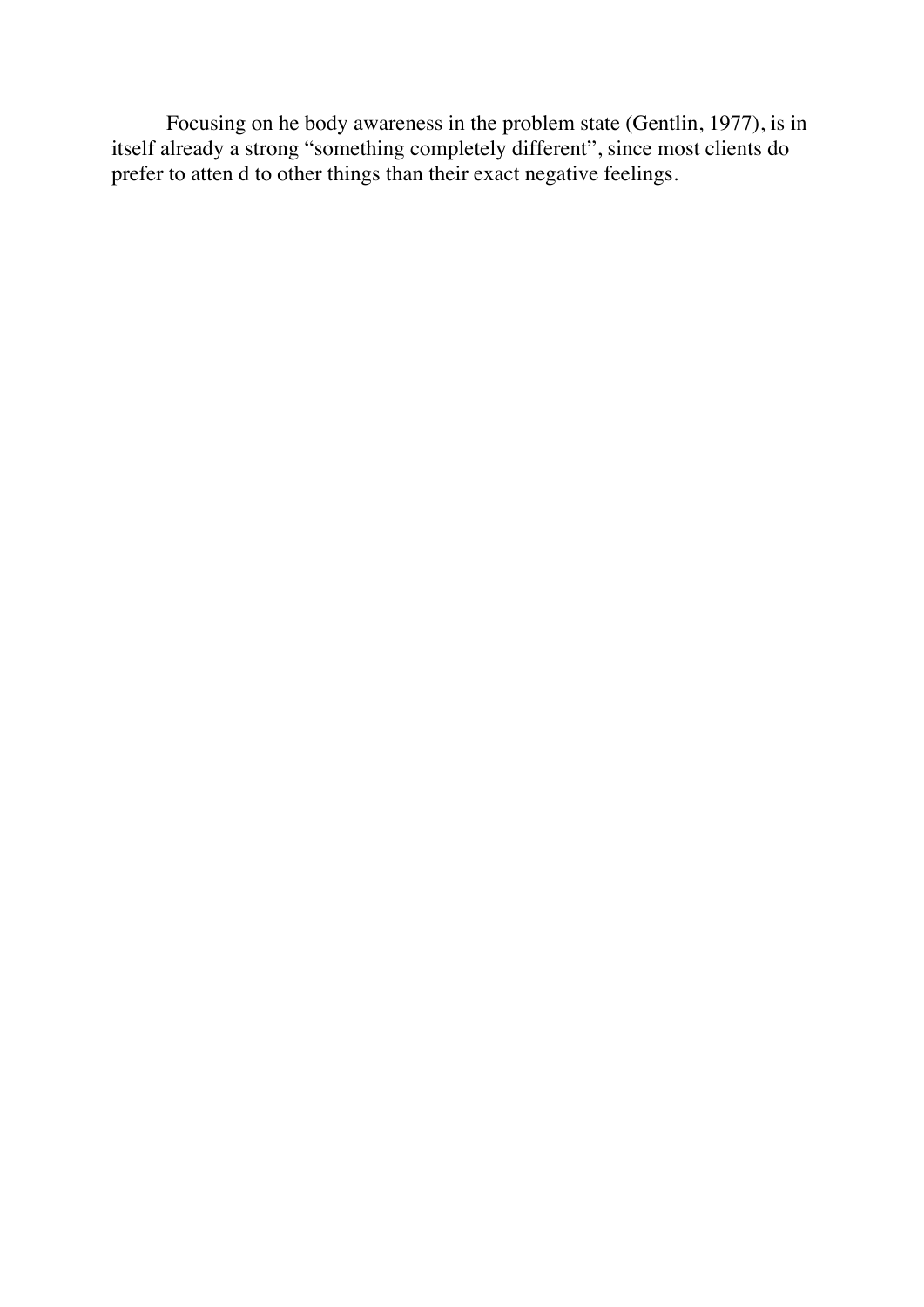Focusing on he body awareness in the problem state (Gentlin, 1977), is in itself already a strong “something completely different”, since most clients do prefer to atten d to other things than their exact negative feelings.